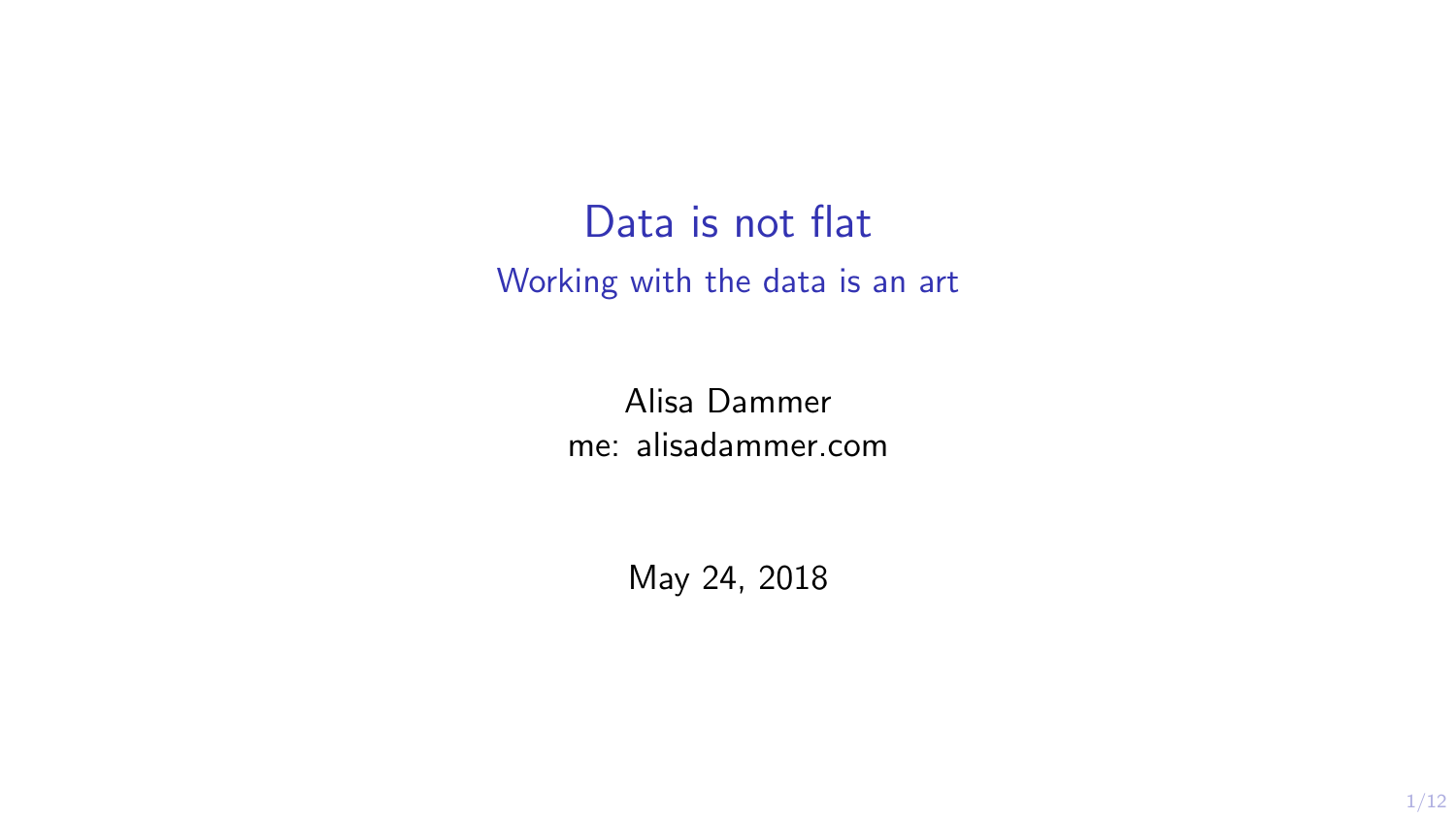# Data is not flat

## Working with the data is an art

Alisa Dammer
me: alisadammer.com

May 24, 2018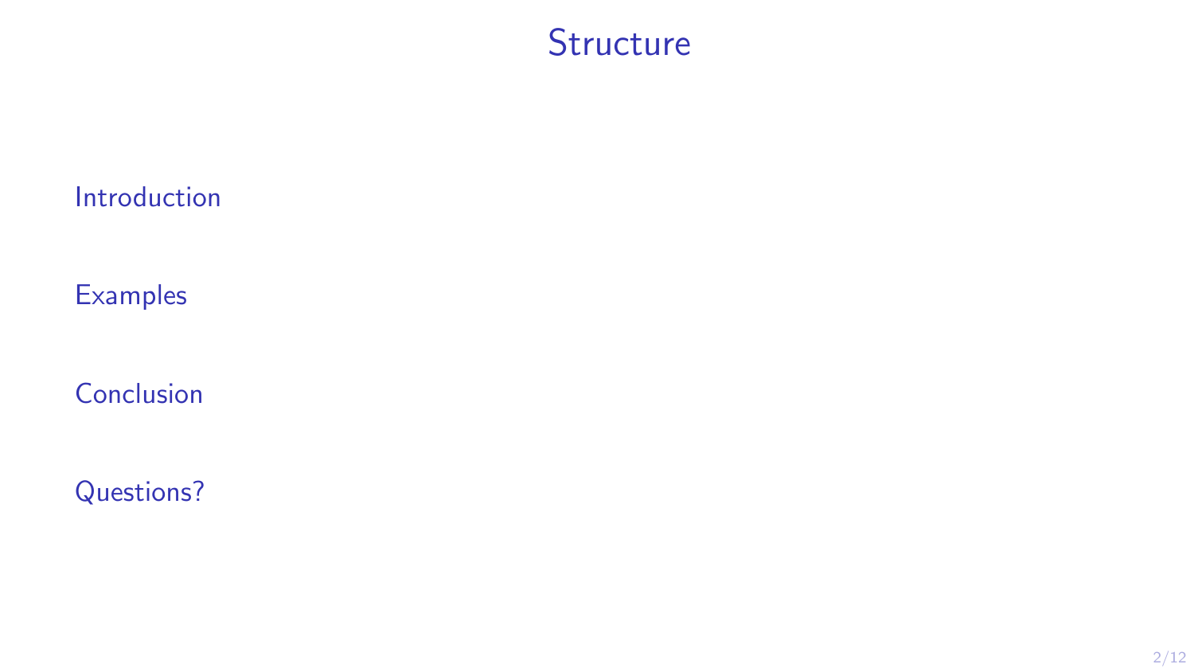# Structure

Introduction

Examples

Conclusion

Questions?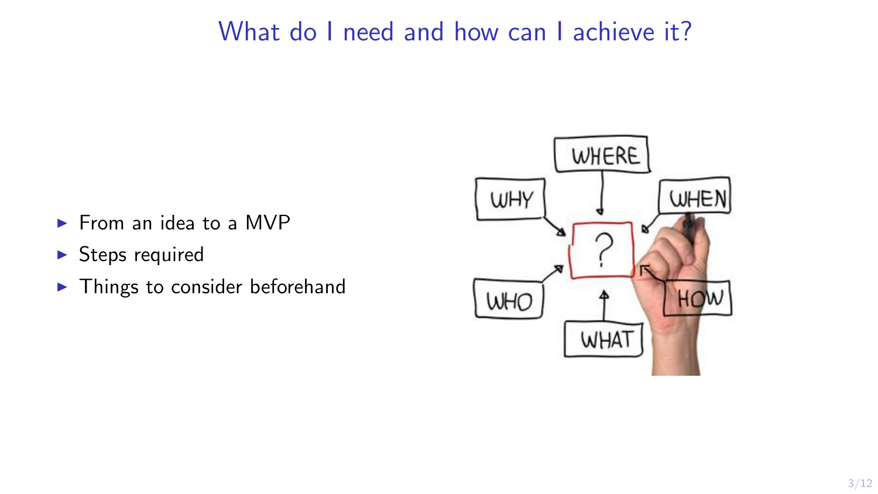# What do I need and how can I achieve it?

- From an idea to a MVP
- Steps required
- Things to consider beforehand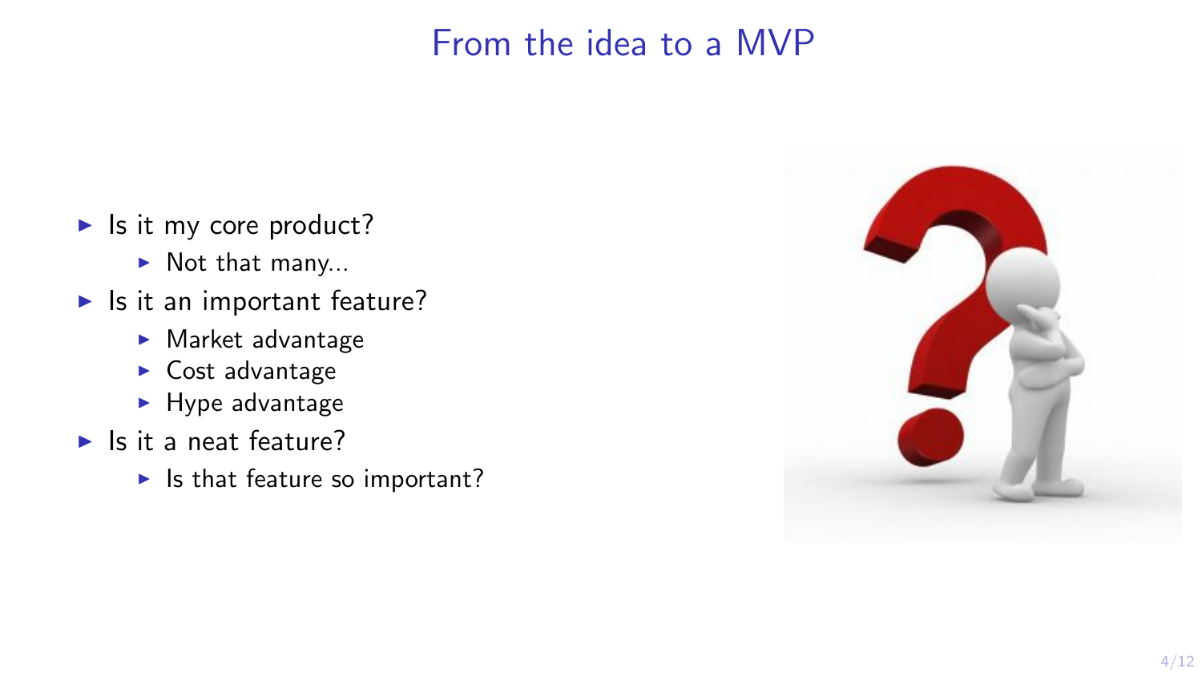# From the idea to a MVP

- Is it my core product?
  - Not that many...
- Is it an important feature?
  - Market advantage
  - Cost advantage
  - Hype advantage
- Is it a neat feature?
  - Is that feature so important?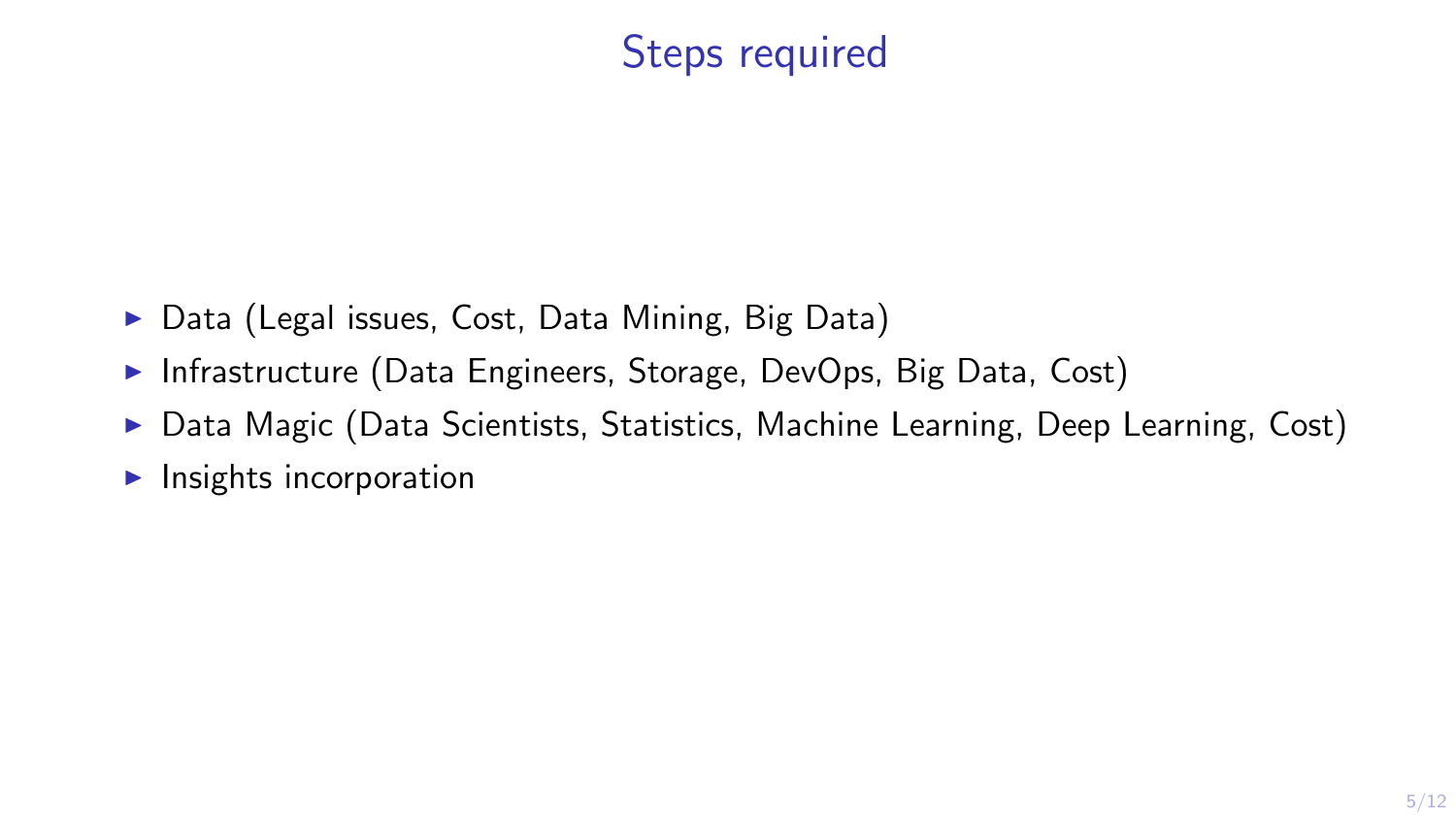# Steps required

- Data (Legal issues, Cost, Data Mining, Big Data)
- Infrastructure (Data Engineers, Storage, DevOps, Big Data, Cost)
- Data Magic (Data Scientists, Statistics, Machine Learning, Deep Learning, Cost)
- Insights incorporation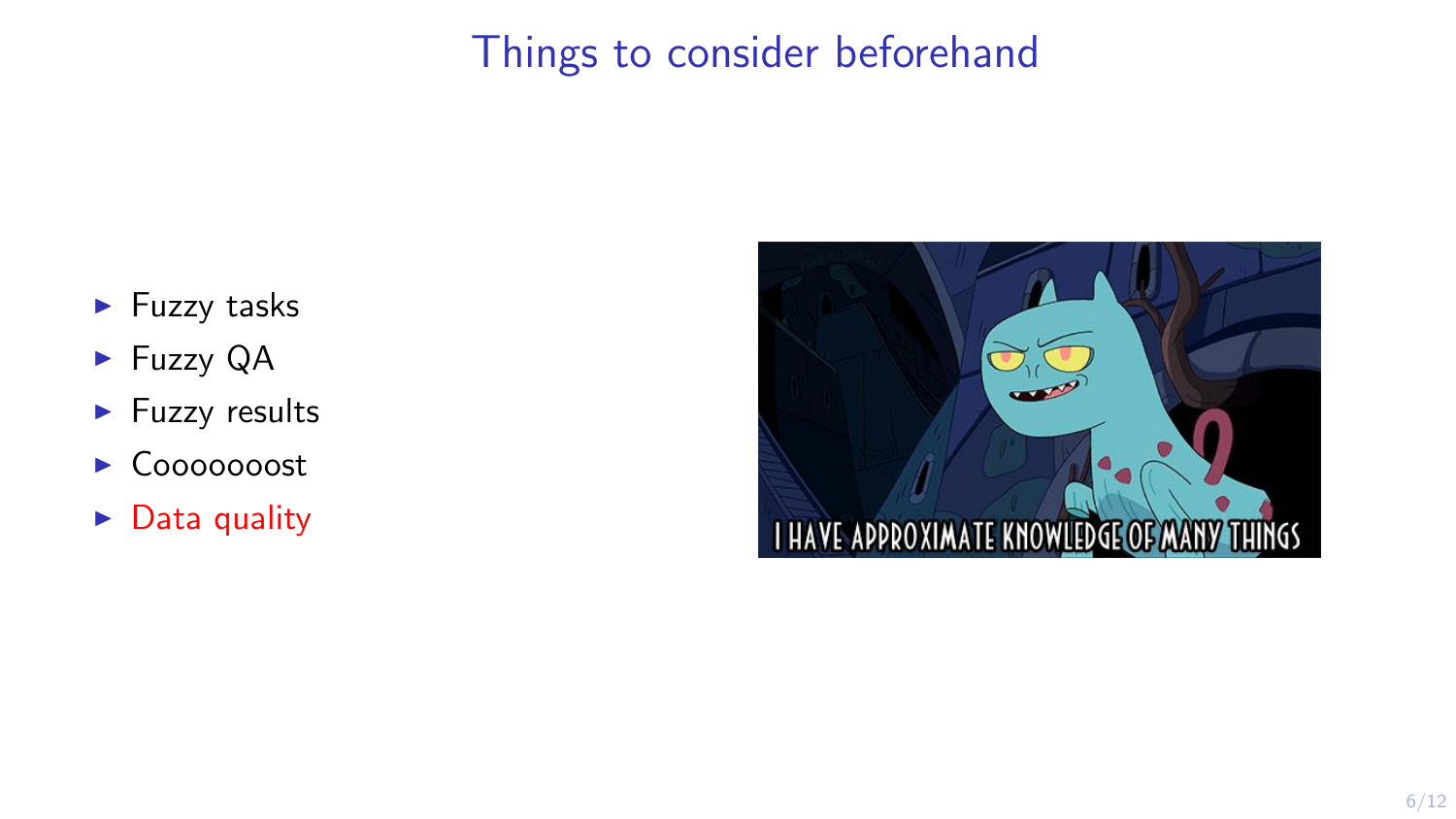# Things to consider beforehand

- Fuzzy tasks
- Fuzzy QA
- Fuzzy results
- Coooooooost
- Data quality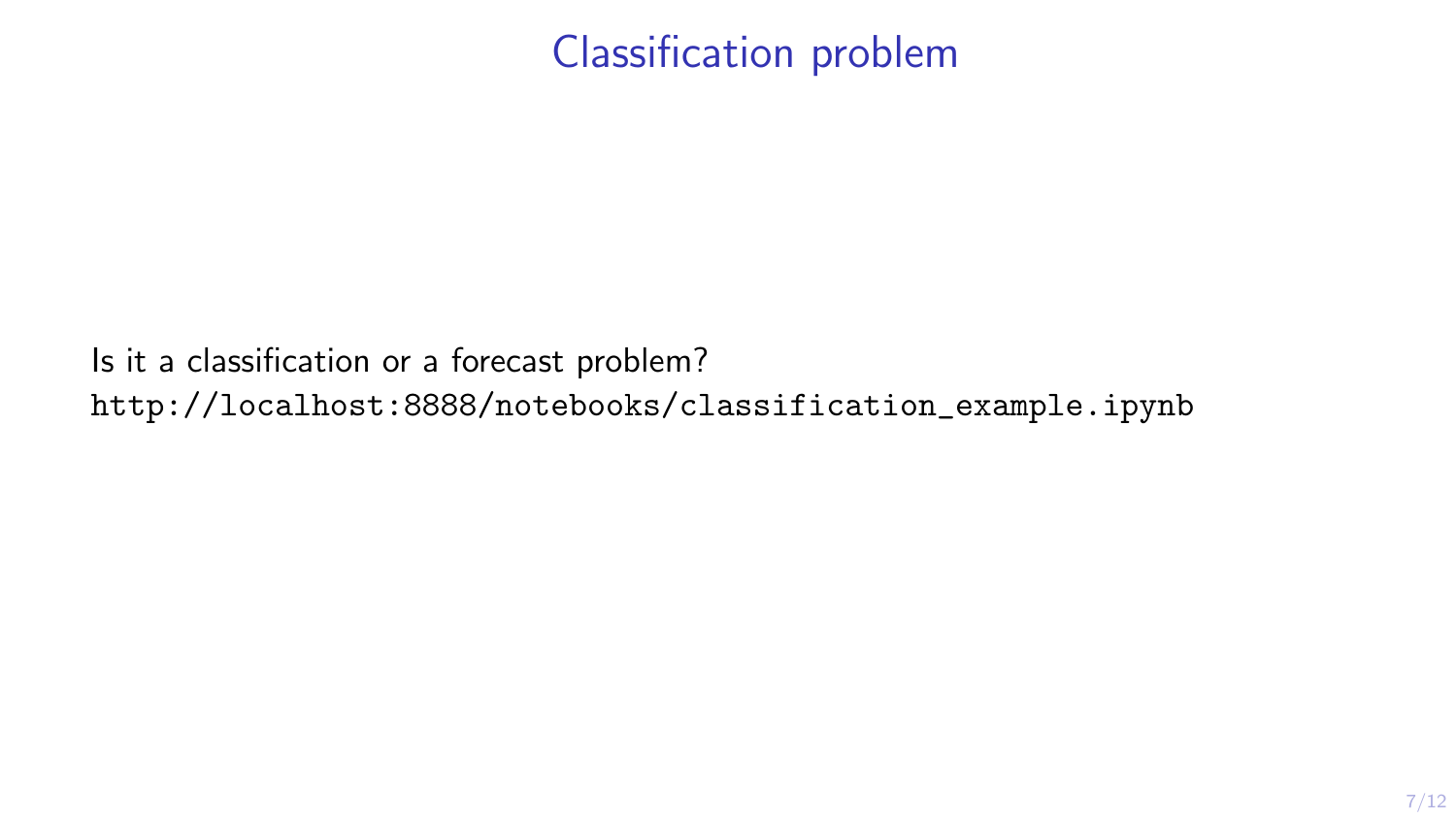# Classification problem

Is it a classification or a forecast problem?

`http://localhost:8888/notebooks/classification_example.ipynb`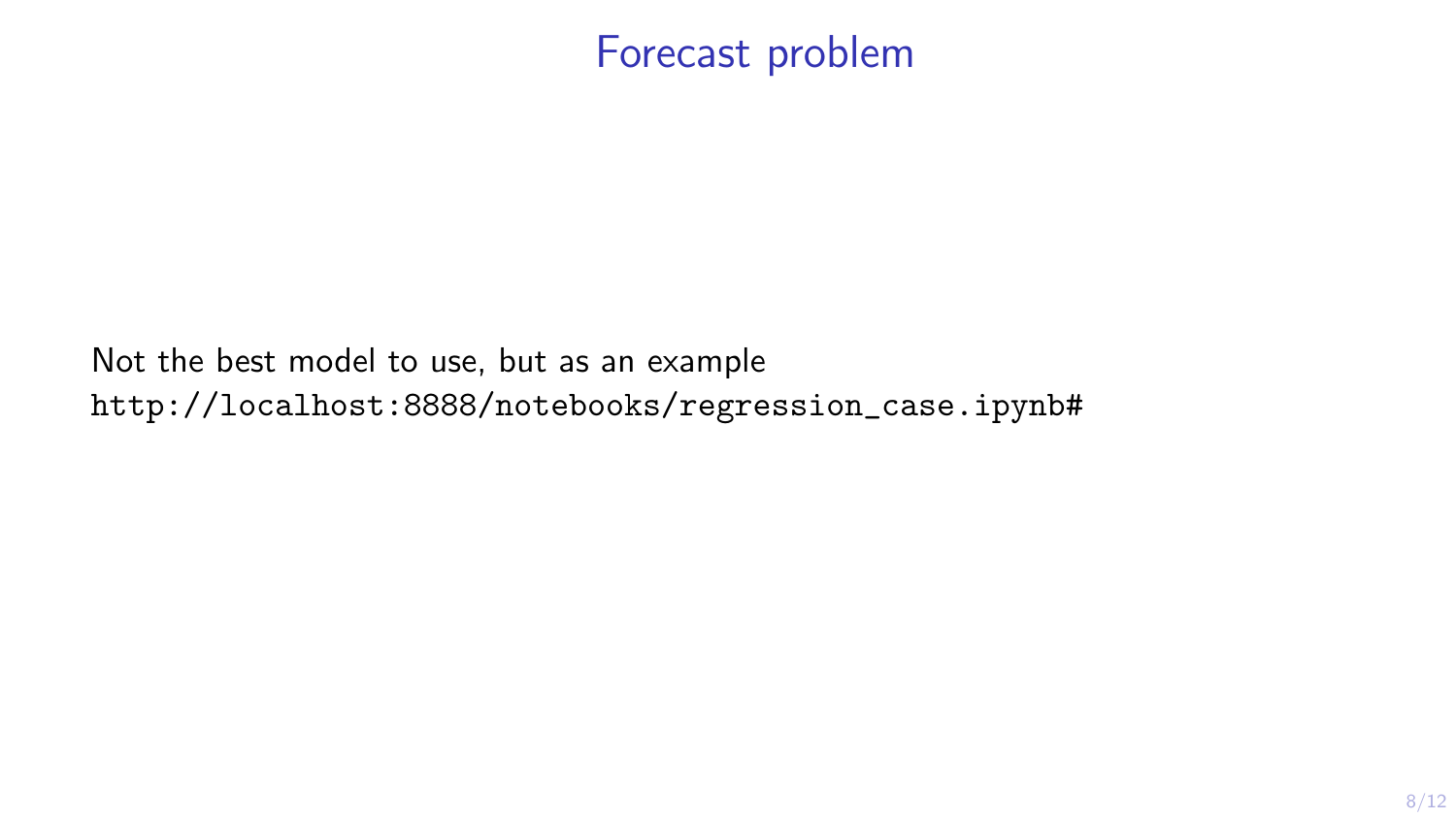# Forecast problem

Not the best model to use, but as an example

`http://localhost:8888/notebooks/regression_case.ipynb#`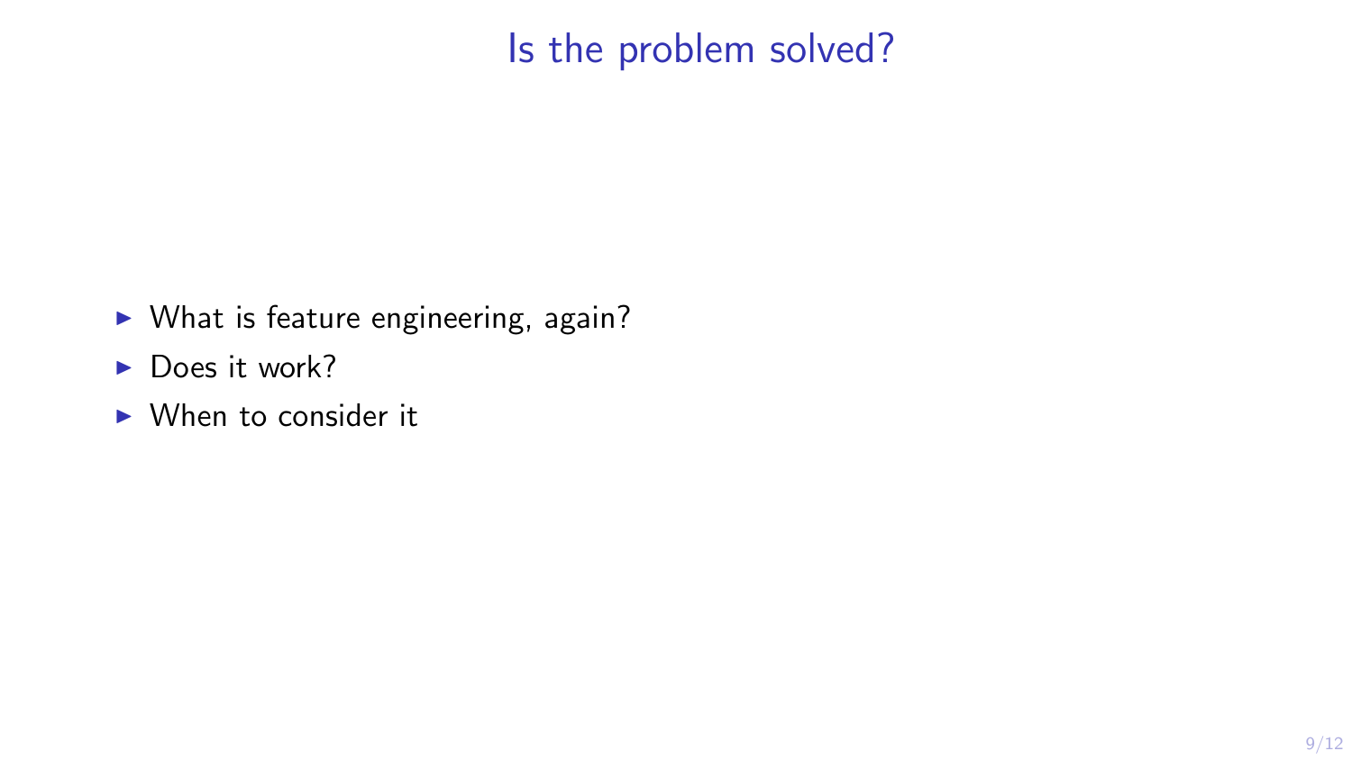# Is the problem solved?

- What is feature engineering, again?
- Does it work?
- When to consider it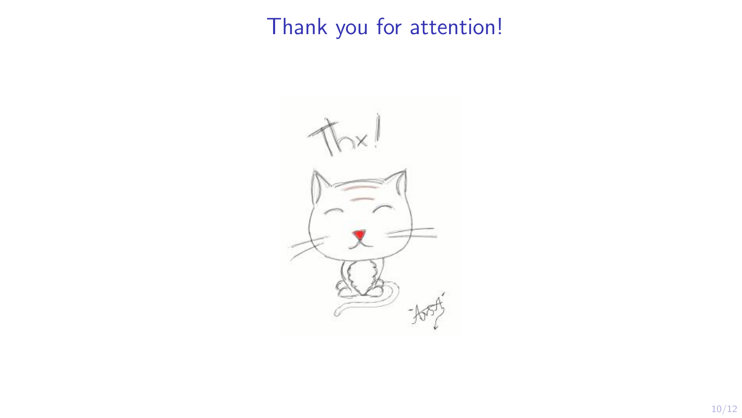# Thank you for attention!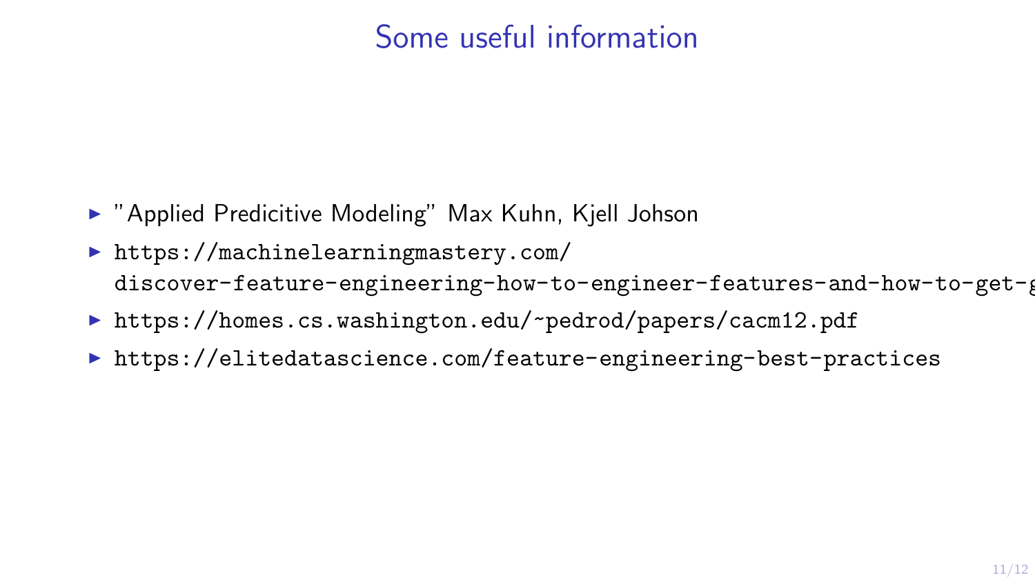# Some useful information

- "Applied Predicitive Modeling" Max Kuhn, Kjell Johson
- https://machinelearningmastery.com/discover-feature-engineering-how-to-engineer-features-and-how-to-get-g
- https://homes.cs.washington.edu/~pedrod/papers/cacm12.pdf
- https://elitedatascience.com/feature-engineering-best-practices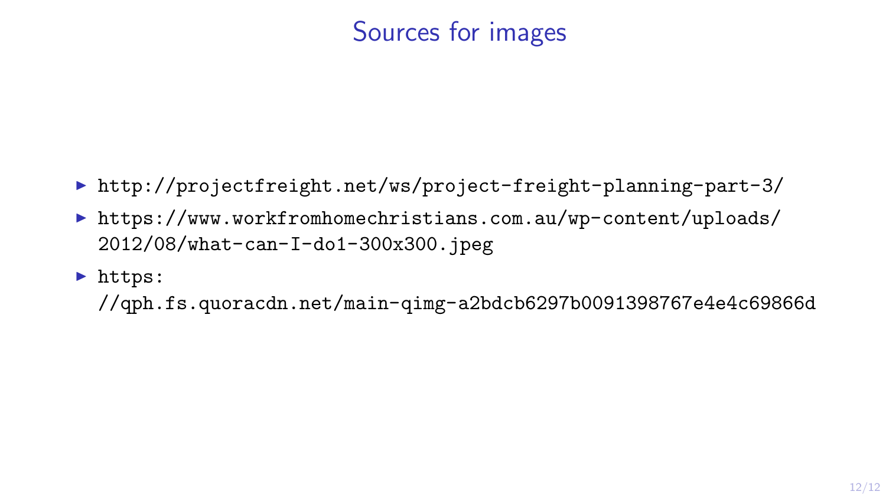# Sources for images

- http://projectfreight.net/ws/project-freight-planning-part-3/
- https://www.workfromhomechristians.com.au/wp-content/uploads/2012/08/what-can-I-do1-300x300.jpeg
- https://qph.fs.quoracdn.net/main-qimg-a2bdcb6297b0091398767e4e4c69866d